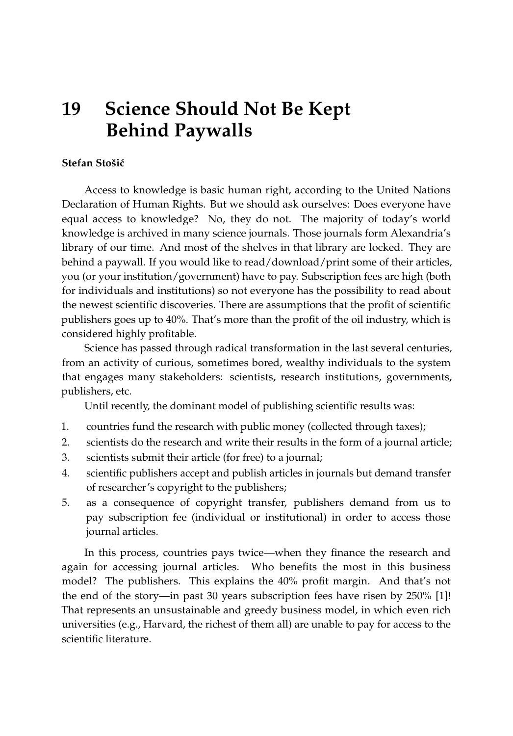# 19 Science Should Not Be Kept Behind Paywalls

**Stefan Stošić**

Access to knowledge is basic human right, according to the United Nations Declaration of Human Rights. But we should ask ourselves: Does everyone have equal access to knowledge? No, they do not. The majority of today's world knowledge is archived in many science journals. Those journals form Alexandria's library of our time. And most of the shelves in that library are locked. They are behind a paywall. If you would like to read/download/print some of their articles, you (or your institution/government) have to pay. Subscription fees are high (both for individuals and institutions) so not everyone has the possibility to read about the newest scientific discoveries. There are assumptions that the profit of scientific publishers goes up to 40%. That's more than the profit of the oil industry, which is considered highly profitable.

Science has passed through radical transformation in the last several centuries, from an activity of curious, sometimes bored, wealthy individuals to the system that engages many stakeholders: scientists, research institutions, governments, publishers, etc.

Until recently, the dominant model of publishing scientific results was:

1. countries fund the research with public money (collected through taxes);
2. scientists do the research and write their results in the form of a journal article;
3. scientists submit their article (for free) to a journal;
4. scientific publishers accept and publish articles in journals but demand transfer of researcher's copyright to the publishers;
5. as a consequence of copyright transfer, publishers demand from us to pay subscription fee (individual or institutional) in order to access those journal articles.

In this process, countries pays twice—when they finance the research and again for accessing journal articles. Who benefits the most in this business model? The publishers. This explains the 40% profit margin. And that's not the end of the story—in past 30 years subscription fees have risen by 250% [1]! That represents an unsustainable and greedy business model, in which even rich universities (e.g., Harvard, the richest of them all) are unable to pay for access to the scientific literature.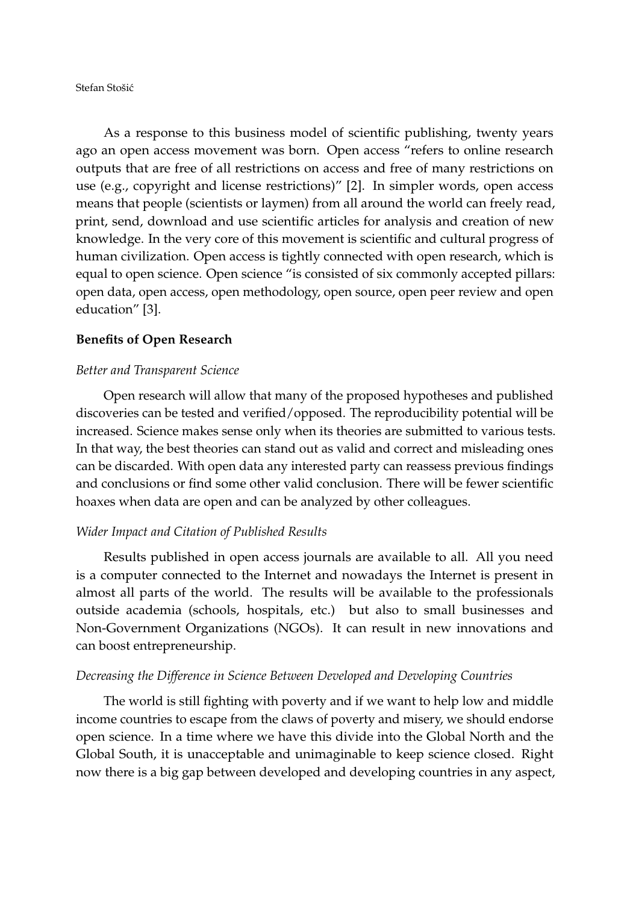As a response to this business model of scientific publishing, twenty years ago an open access movement was born. Open access "refers to online research outputs that are free of all restrictions on access and free of many restrictions on use (e.g., copyright and license restrictions)" [2]. In simpler words, open access means that people (scientists or laymen) from all around the world can freely read, print, send, download and use scientific articles for analysis and creation of new knowledge. In the very core of this movement is scientific and cultural progress of human civilization. Open access is tightly connected with open research, which is equal to open science. Open science "is consisted of six commonly accepted pillars: open data, open access, open methodology, open source, open peer review and open education" [3].

## Benefits of Open Research

### *Better and Transparent Science*

Open research will allow that many of the proposed hypotheses and published discoveries can be tested and verified/opposed. The reproducibility potential will be increased. Science makes sense only when its theories are submitted to various tests. In that way, the best theories can stand out as valid and correct and misleading ones can be discarded. With open data any interested party can reassess previous findings and conclusions or find some other valid conclusion. There will be fewer scientific hoaxes when data are open and can be analyzed by other colleagues.

### *Wider Impact and Citation of Published Results*

Results published in open access journals are available to all. All you need is a computer connected to the Internet and nowadays the Internet is present in almost all parts of the world. The results will be available to the professionals outside academia (schools, hospitals, etc.) but also to small businesses and Non-Government Organizations (NGOs). It can result in new innovations and can boost entrepreneurship.

### *Decreasing the Difference in Science Between Developed and Developing Countries*

The world is still fighting with poverty and if we want to help low and middle income countries to escape from the claws of poverty and misery, we should endorse open science. In a time where we have this divide into the Global North and the Global South, it is unacceptable and unimaginable to keep science closed. Right now there is a big gap between developed and developing countries in any aspect,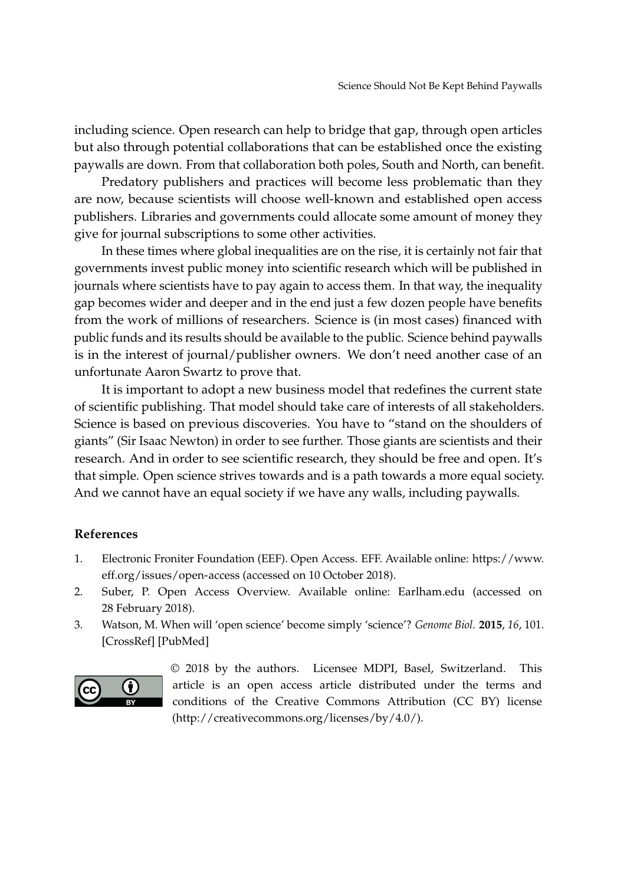including science. Open research can help to bridge that gap, through open articles but also through potential collaborations that can be established once the existing paywalls are down. From that collaboration both poles, South and North, can benefit.

Predatory publishers and practices will become less problematic than they are now, because scientists will choose well-known and established open access publishers. Libraries and governments could allocate some amount of money they give for journal subscriptions to some other activities.

In these times where global inequalities are on the rise, it is certainly not fair that governments invest public money into scientific research which will be published in journals where scientists have to pay again to access them. In that way, the inequality gap becomes wider and deeper and in the end just a few dozen people have benefits from the work of millions of researchers. Science is (in most cases) financed with public funds and its results should be available to the public. Science behind paywalls is in the interest of journal/publisher owners. We don't need another case of an unfortunate Aaron Swartz to prove that.

It is important to adopt a new business model that redefines the current state of scientific publishing. That model should take care of interests of all stakeholders. Science is based on previous discoveries. You have to "stand on the shoulders of giants" (Sir Isaac Newton) in order to see further. Those giants are scientists and their research. And in order to see scientific research, they should be free and open. It's that simple. Open science strives towards and is a path towards a more equal society. And we cannot have an equal society if we have any walls, including paywalls.

## References

1. Electronic Froniter Foundation (EEF). Open Access. EFF. Available online: https://www.eff.org/issues/open-access (accessed on 10 October 2018).
2. Suber, P. Open Access Overview. Available online: Earlham.edu (accessed on 28 February 2018).
3. Watson, M. When will 'open science' become simply 'science'? *Genome Biol.* **2015**, *16*, 101. [CrossRef] [PubMed]

© 2018 by the authors. Licensee MDPI, Basel, Switzerland. This article is an open access article distributed under the terms and conditions of the Creative Commons Attribution (CC BY) license (http://creativecommons.org/licenses/by/4.0/).